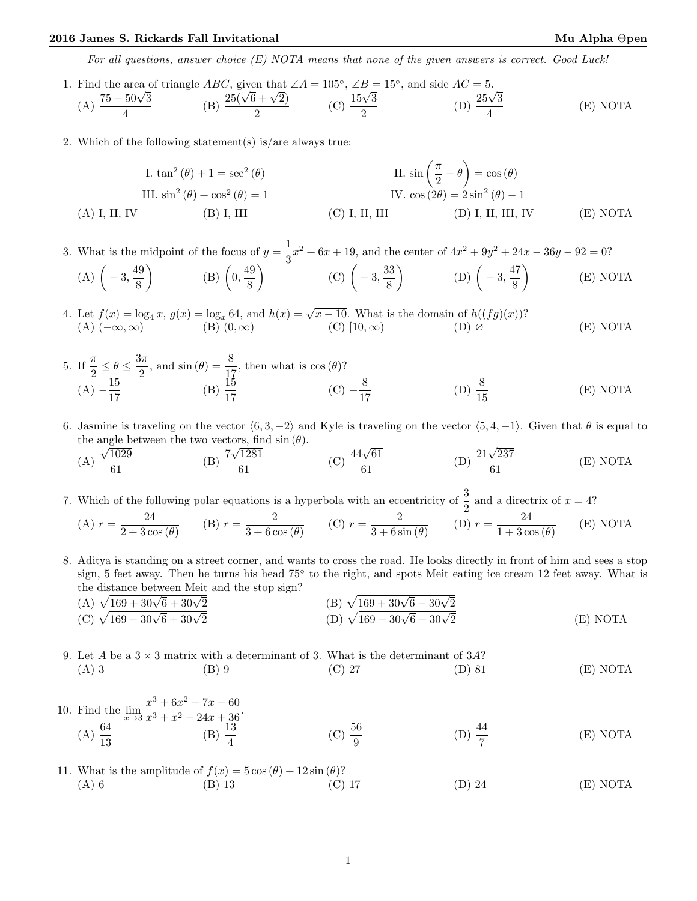*For all questions, answer choice (E) NOTA means that none of the given answers is correct. Good Luck!*

1. Find the area of triangle $ABC$, given that $\angle A = 105°$, $\angle B = 15°$, and side $AC = 5$.
   (A) $\dfrac{75+50\sqrt{3}}{4}$ (B) $\dfrac{25(\sqrt{6}+\sqrt{2})}{2}$ (C) $\dfrac{15\sqrt{3}}{2}$ (D) $\dfrac{25\sqrt{3}}{4}$ (E) NOTA

2. Which of the following statement(s) is/are always true:

   I. $\tan^2(\theta) + 1 = \sec^2(\theta)$ II. $\sin\left(\dfrac{\pi}{2} - \theta\right) = \cos(\theta)$

   III. $\sin^2(\theta) + \cos^2(\theta) = 1$ IV. $\cos(2\theta) = 2\sin^2(\theta) - 1$

   (A) I, II, IV (B) I, III (C) I, II, III (D) I, II, III, IV (E) NOTA

3. What is the midpoint of the focus of $y = \dfrac{1}{3}x^2 + 6x + 19$, and the center of $4x^2 + 9y^2 + 24x - 36y - 92 = 0$?
   (A) $\left(-3, \dfrac{49}{8}\right)$ (B) $\left(0, \dfrac{49}{8}\right)$ (C) $\left(-3, \dfrac{33}{8}\right)$ (D) $\left(-3, \dfrac{47}{8}\right)$ (E) NOTA

4. Let $f(x) = \log_4 x$, $g(x) = \log_x 64$, and $h(x) = \sqrt{x - 10}$. What is the domain of $h((fg)(x))$?
   (A) $(-\infty, \infty)$ (B) $(0, \infty)$ (C) $[10, \infty)$ (D) $\varnothing$ (E) NOTA

5. If $\dfrac{\pi}{2} \leq \theta \leq \dfrac{3\pi}{2}$, and $\sin(\theta) = \dfrac{8}{17}$, then what is $\cos(\theta)$?
   (A) $-\dfrac{15}{17}$ (B) $\dfrac{15}{17}$ (C) $-\dfrac{8}{17}$ (D) $\dfrac{8}{15}$ (E) NOTA

6. Jasmine is traveling on the vector $\langle 6, 3, -2\rangle$ and Kyle is traveling on the vector $\langle 5, 4, -1\rangle$. Given that $\theta$ is equal to the angle between the two vectors, find $\sin(\theta)$.
   (A) $\dfrac{\sqrt{1029}}{61}$ (B) $\dfrac{7\sqrt{1281}}{61}$ (C) $\dfrac{44\sqrt{61}}{61}$ (D) $\dfrac{21\sqrt{237}}{61}$ (E) NOTA

7. Which of the following polar equations is a hyperbola with an eccentricity of $\dfrac{3}{2}$ and a directrix of $x = 4$?
   (A) $r = \dfrac{24}{2 + 3\cos(\theta)}$ (B) $r = \dfrac{2}{3 + 6\cos(\theta)}$ (C) $r = \dfrac{2}{3 + 6\sin(\theta)}$ (D) $r = \dfrac{24}{1 + 3\cos(\theta)}$ (E) NOTA

8. Aditya is standing on a street corner, and wants to cross the road. He looks directly in front of him and sees a stop sign, 5 feet away. Then he turns his head 75° to the right, and spots Meit eating ice cream 12 feet away. What is the distance between Meit and the stop sign?
   (A) $\sqrt{169 + 30\sqrt{6} + 30\sqrt{2}}$ (B) $\sqrt{169 + 30\sqrt{6} - 30\sqrt{2}}$
   (C) $\sqrt{169 - 30\sqrt{6} + 30\sqrt{2}}$ (D) $\sqrt{169 - 30\sqrt{6} - 30\sqrt{2}}$ (E) NOTA

9. Let $A$ be a $3 \times 3$ matrix with a determinant of 3. What is the determinant of $3A$?
   (A) 3 (B) 9 (C) 27 (D) 81 (E) NOTA

10. Find the $\displaystyle\lim_{x \to 3} \dfrac{x^3 + 6x^2 - 7x - 60}{x^3 + x^2 - 24x + 36}$.
    (A) $\dfrac{64}{13}$ (B) $\dfrac{13}{4}$ (C) $\dfrac{56}{9}$ (D) $\dfrac{44}{7}$ (E) NOTA

11. What is the amplitude of $f(x) = 5\cos(\theta) + 12\sin(\theta)$?
    (A) 6 (B) 13 (C) 17 (D) 24 (E) NOTA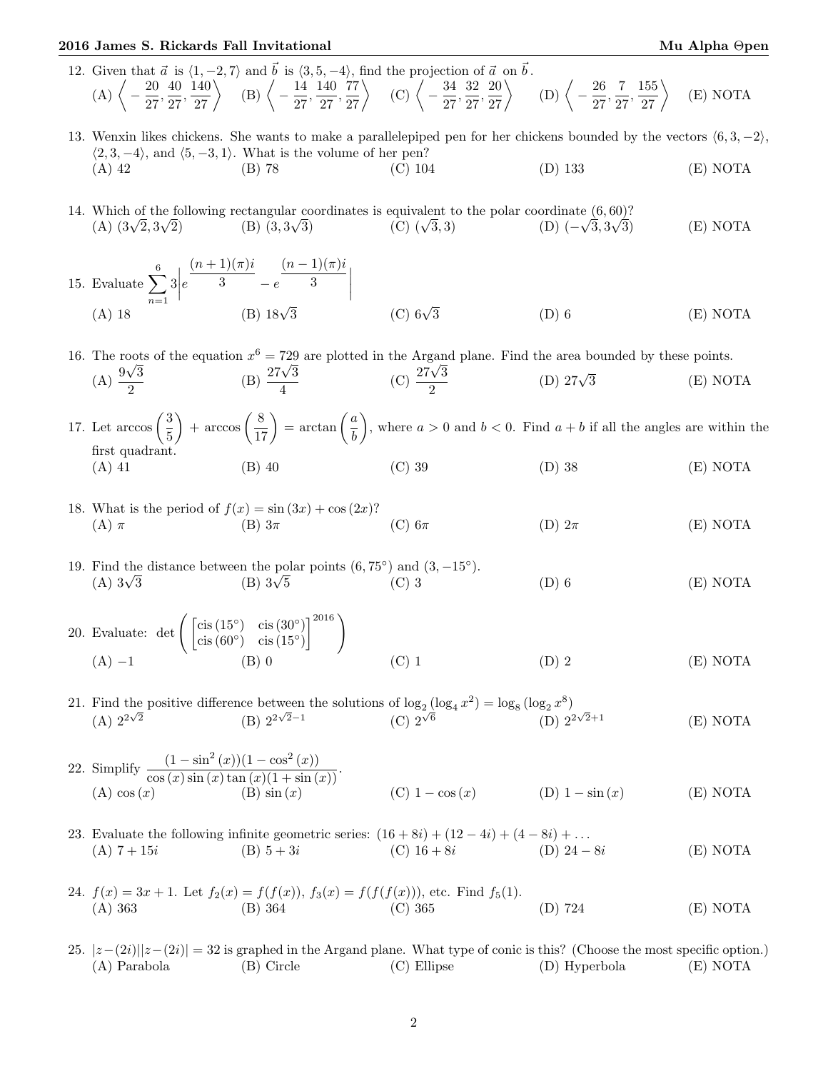12. Given that $\vec{a}$ is $\langle 1, -2, 7\rangle$ and $\vec{b}$ is $\langle 3, 5, -4\rangle$, find the projection of $\vec{a}$ on $\vec{b}$.
(A) $\left\langle -\frac{20}{27}, \frac{40}{27}, \frac{140}{27}\right\rangle$ (B) $\left\langle -\frac{14}{27}, \frac{140}{27}, \frac{77}{27}\right\rangle$ (C) $\left\langle -\frac{34}{27}, \frac{32}{27}, \frac{20}{27}\right\rangle$ (D) $\left\langle -\frac{26}{27}, \frac{7}{27}, \frac{155}{27}\right\rangle$ (E) NOTA

13. Wenxin likes chickens. She wants to make a parallelepiped pen for her chickens bounded by the vectors $\langle 6, 3, -2\rangle$, $\langle 2, 3, -4\rangle$, and $\langle 5, -3, 1\rangle$. What is the volume of her pen?
(A) 42 (B) 78 (C) 104 (D) 133 (E) NOTA

14. Which of the following rectangular coordinates is equivalent to the polar coordinate $(6, 60)$?
(A) $(3\sqrt{2}, 3\sqrt{2})$ (B) $(3, 3\sqrt{3})$ (C) $(\sqrt{3}, 3)$ (D) $(-\sqrt{3}, 3\sqrt{3})$ (E) NOTA

15. Evaluate $\displaystyle\sum_{n=1}^{6} 3\left|e^{\frac{(n+1)(\pi)i}{3}} - e^{\frac{(n-1)(\pi)i}{3}}\right|$
(A) 18 (B) $18\sqrt{3}$ (C) $6\sqrt{3}$ (D) 6 (E) NOTA

16. The roots of the equation $x^6 = 729$ are plotted in the Argand plane. Find the area bounded by these points.
(A) $\frac{9\sqrt{3}}{2}$ (B) $\frac{27\sqrt{3}}{4}$ (C) $\frac{27\sqrt{3}}{2}$ (D) $27\sqrt{3}$ (E) NOTA

17. Let $\arccos\left(\frac{3}{5}\right) + \arccos\left(\frac{8}{17}\right) = \arctan\left(\frac{a}{b}\right)$, where $a > 0$ and $b < 0$. Find $a + b$ if all the angles are within the first quadrant.
(A) 41 (B) 40 (C) 39 (D) 38 (E) NOTA

18. What is the period of $f(x) = \sin(3x) + \cos(2x)$?
(A) $\pi$ (B) $3\pi$ (C) $6\pi$ (D) $2\pi$ (E) NOTA

19. Find the distance between the polar points $(6, 75^\circ)$ and $(3, -15^\circ)$.
(A) $3\sqrt{3}$ (B) $3\sqrt{5}$ (C) 3 (D) 6 (E) NOTA

20. Evaluate: $\det\left(\begin{bmatrix} \text{cis}(15^\circ) & \text{cis}(30^\circ) \\ \text{cis}(60^\circ) & \text{cis}(15^\circ) \end{bmatrix}^{2016}\right)$
(A) $-1$ (B) 0 (C) 1 (D) 2 (E) NOTA

21. Find the positive difference between the solutions of $\log_2(\log_4 x^2) = \log_8(\log_2 x^8)$
(A) $2^{2\sqrt{2}}$ (B) $2^{2\sqrt{2}-1}$ (C) $2^{\sqrt{6}}$ (D) $2^{2\sqrt{2}+1}$ (E) NOTA

22. Simplify $\frac{(1-\sin^2(x))(1-\cos^2(x))}{\cos(x)\sin(x)\tan(x)(1+\sin(x))}$.
(A) $\cos(x)$ (B) $\sin(x)$ (C) $1-\cos(x)$ (D) $1-\sin(x)$ (E) NOTA

23. Evaluate the following infinite geometric series: $(16+8i) + (12-4i) + (4-8i) + \ldots$
(A) $7+15i$ (B) $5+3i$ (C) $16+8i$ (D) $24-8i$ (E) NOTA

24. $f(x) = 3x + 1$. Let $f_2(x) = f(f(x))$, $f_3(x) = f(f(f(x)))$, etc. Find $f_5(1)$.
(A) 363 (B) 364 (C) 365 (D) 724 (E) NOTA

25. $|z-(2i)||z-(2i)| = 32$ is graphed in the Argand plane. What type of conic is this? (Choose the most specific option.)
(A) Parabola (B) Circle (C) Ellipse (D) Hyperbola (E) NOTA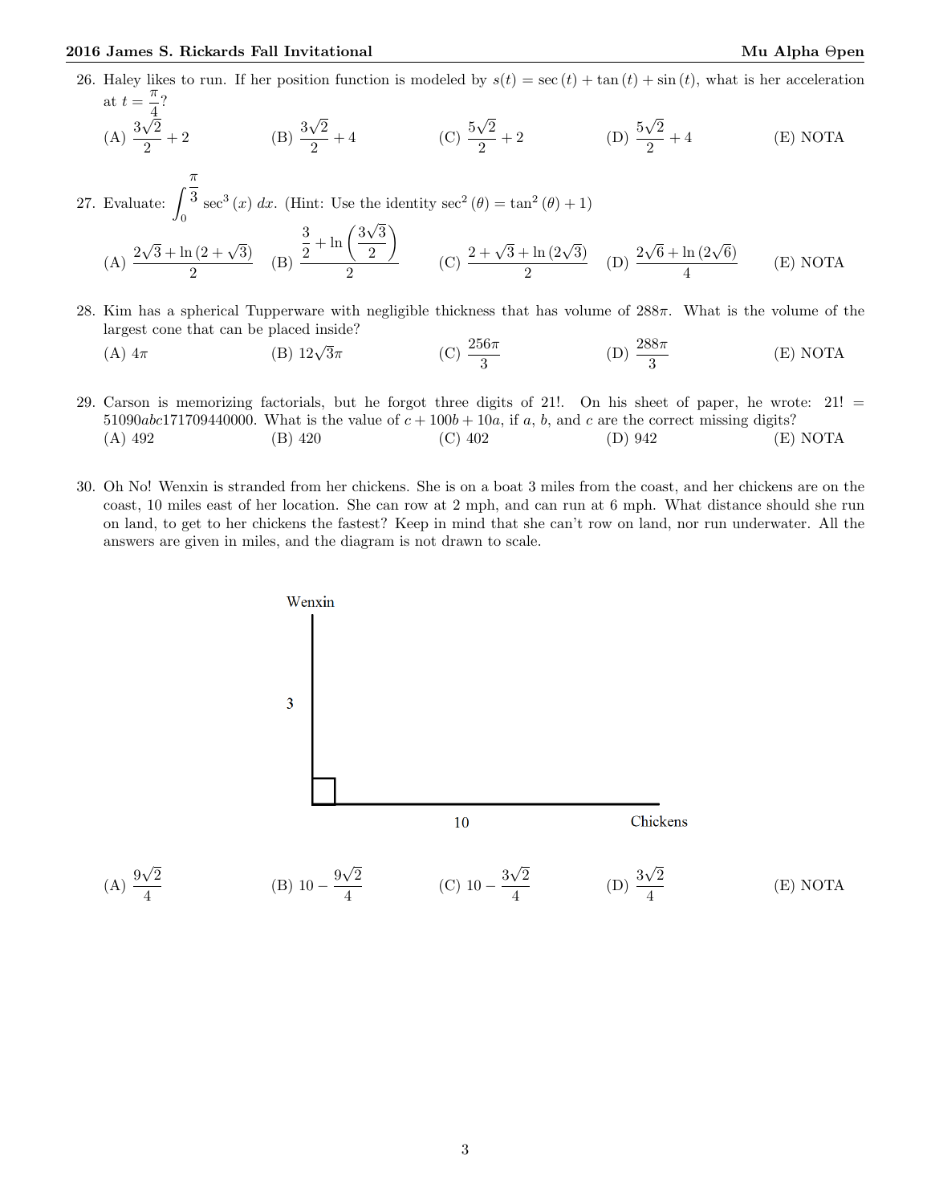26. Haley likes to run. If her position function is modeled by $s(t) = \sec(t) + \tan(t) + \sin(t)$, what is her acceleration at $t = \frac{\pi}{4}$?

(A) $\frac{3\sqrt{2}}{2} + 2$ (B) $\frac{3\sqrt{2}}{2} + 4$ (C) $\frac{5\sqrt{2}}{2} + 2$ (D) $\frac{5\sqrt{2}}{2} + 4$ (E) NOTA

27. Evaluate: $\int_0^{\frac{\pi}{3}} \sec^3(x)\, dx$. (Hint: Use the identity $\sec^2(\theta) = \tan^2(\theta) + 1$)

(A) $\frac{2\sqrt{3} + \ln(2 + \sqrt{3})}{2}$ (B) $\frac{\frac{3}{2} + \ln\left(\frac{3\sqrt{3}}{2}\right)}{2}$ (C) $\frac{2 + \sqrt{3} + \ln(2\sqrt{3})}{2}$ (D) $\frac{2\sqrt{6} + \ln(2\sqrt{6})}{4}$ (E) NOTA

28. Kim has a spherical Tupperware with negligible thickness that has volume of $288\pi$. What is the volume of the largest cone that can be placed inside?

(A) $4\pi$ (B) $12\sqrt{3}\pi$ (C) $\frac{256\pi}{3}$ (D) $\frac{288\pi}{3}$ (E) NOTA

29. Carson is memorizing factorials, but he forgot three digits of 21!. On his sheet of paper, he wrote: $21! = 51090abc171709440000$. What is the value of $c + 100b + 10a$, if $a$, $b$, and $c$ are the correct missing digits?

(A) 492 (B) 420 (C) 402 (D) 942 (E) NOTA

30. Oh No! Wenxin is stranded from her chickens. She is on a boat 3 miles from the coast, and her chickens are on the coast, 10 miles east of her location. She can row at 2 mph, and can run at 6 mph. What distance should she run on land, to get to her chickens the fastest? Keep in mind that she can't row on land, nor run underwater. All the answers are given in miles, and the diagram is not drawn to scale.

Wenxin

3

10

Chickens

(A) $\frac{9\sqrt{2}}{4}$ (B) $10 - \frac{9\sqrt{2}}{4}$ (C) $10 - \frac{3\sqrt{2}}{4}$ (D) $\frac{3\sqrt{2}}{4}$ (E) NOTA